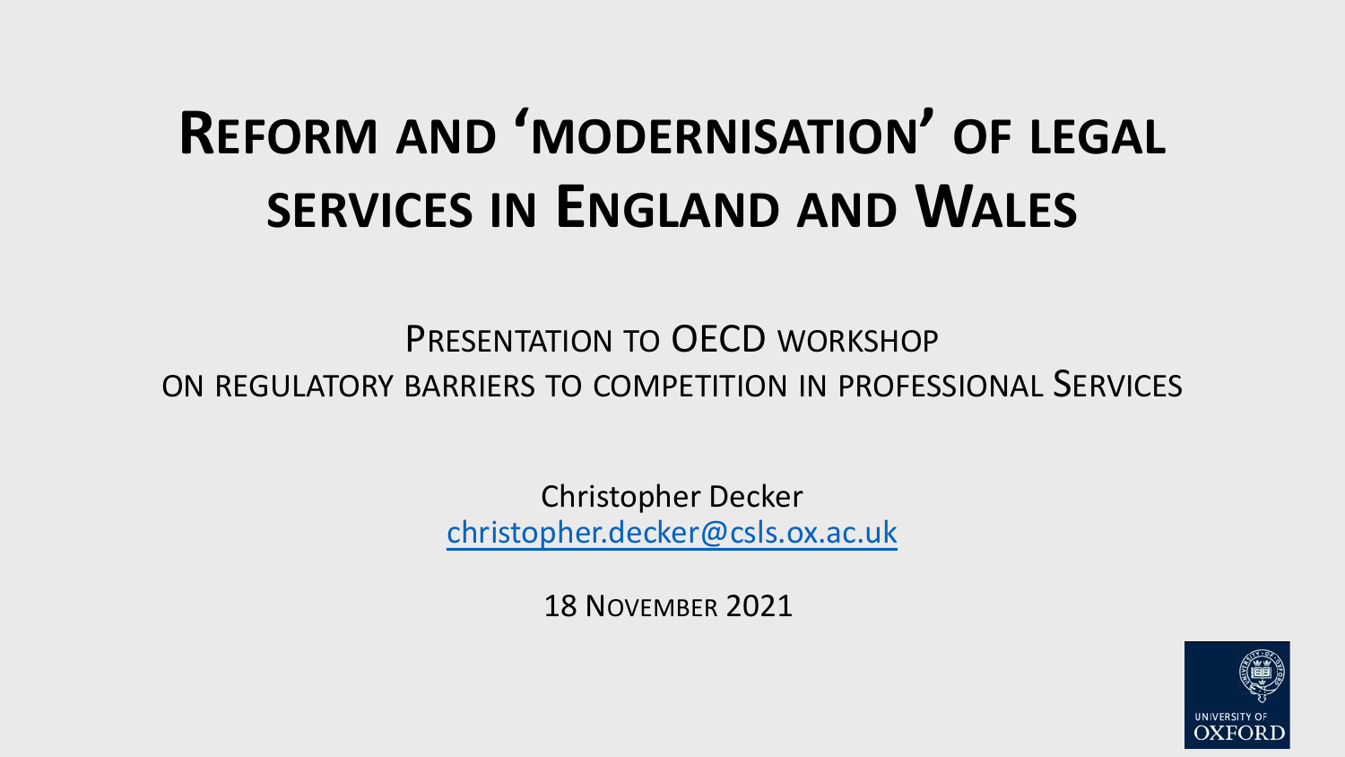# Reform and 'modernisation' of legal services in England and Wales

Presentation to OECD workshop on regulatory barriers to competition in professional Services

Christopher Decker
christopher.decker@csls.ox.ac.uk

18 November 2021

University of Oxford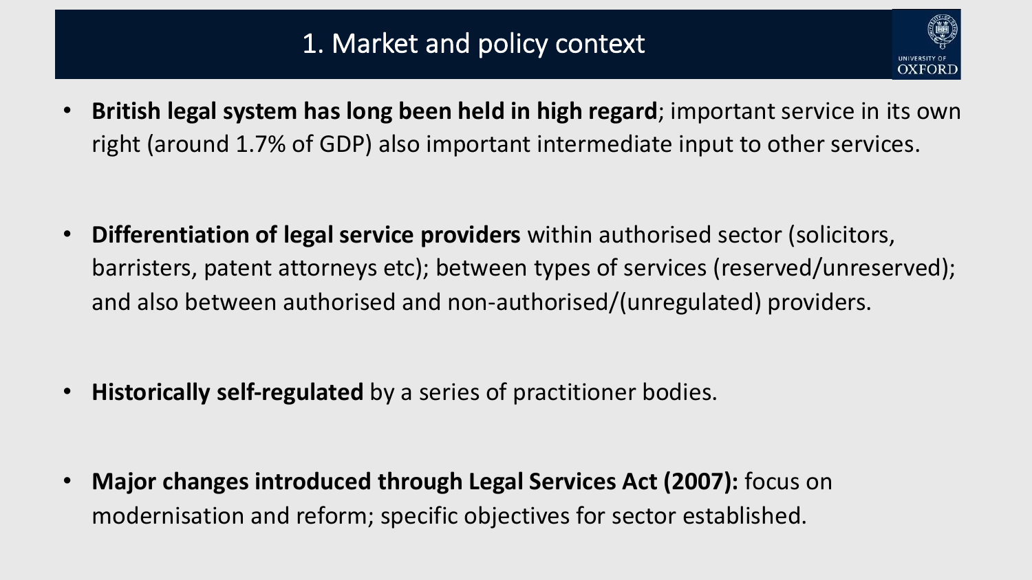# 1. Market and policy context

- **British legal system has long been held in high regard**; important service in its own right (around 1.7% of GDP) also important intermediate input to other services.

- **Differentiation of legal service providers** within authorised sector (solicitors, barristers, patent attorneys etc); between types of services (reserved/unreserved); and also between authorised and non-authorised/(unregulated) providers.

- **Historically self-regulated** by a series of practitioner bodies.

- **Major changes introduced through Legal Services Act (2007):** focus on modernisation and reform; specific objectives for sector established.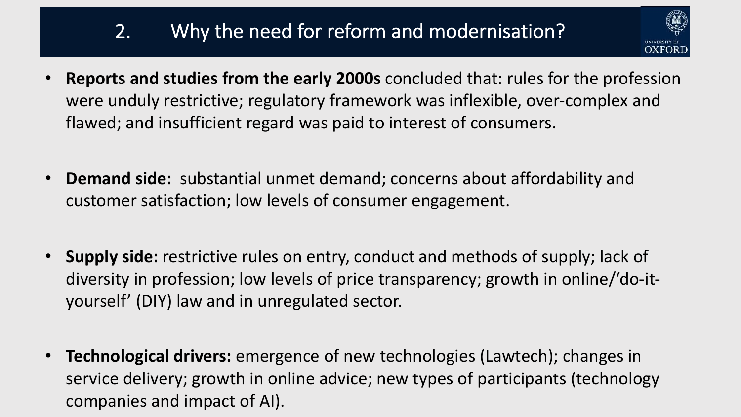## 2. Why the need for reform and modernisation?

- **Reports and studies from the early 2000s** concluded that: rules for the profession were unduly restrictive; regulatory framework was inflexible, over-complex and flawed; and insufficient regard was paid to interest of consumers.

- **Demand side:** substantial unmet demand; concerns about affordability and customer satisfaction; low levels of consumer engagement.

- **Supply side:** restrictive rules on entry, conduct and methods of supply; lack of diversity in profession; low levels of price transparency; growth in online/'do-it-yourself' (DIY) law and in unregulated sector.

- **Technological drivers:** emergence of new technologies (Lawtech); changes in service delivery; growth in online advice; new types of participants (technology companies and impact of AI).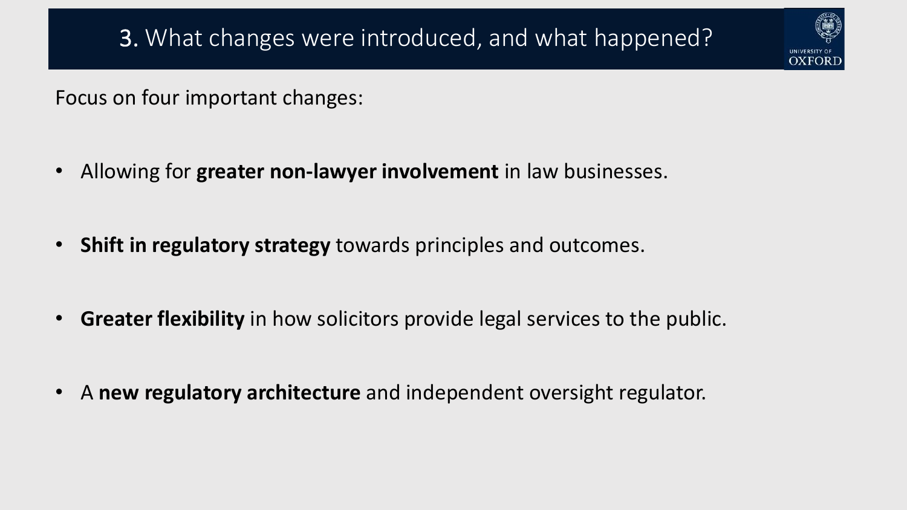## 3. What changes were introduced, and what happened?

Focus on four important changes:

- Allowing for **greater non-lawyer involvement** in law businesses.
- **Shift in regulatory strategy** towards principles and outcomes.
- **Greater flexibility** in how solicitors provide legal services to the public.
- A **new regulatory architecture** and independent oversight regulator.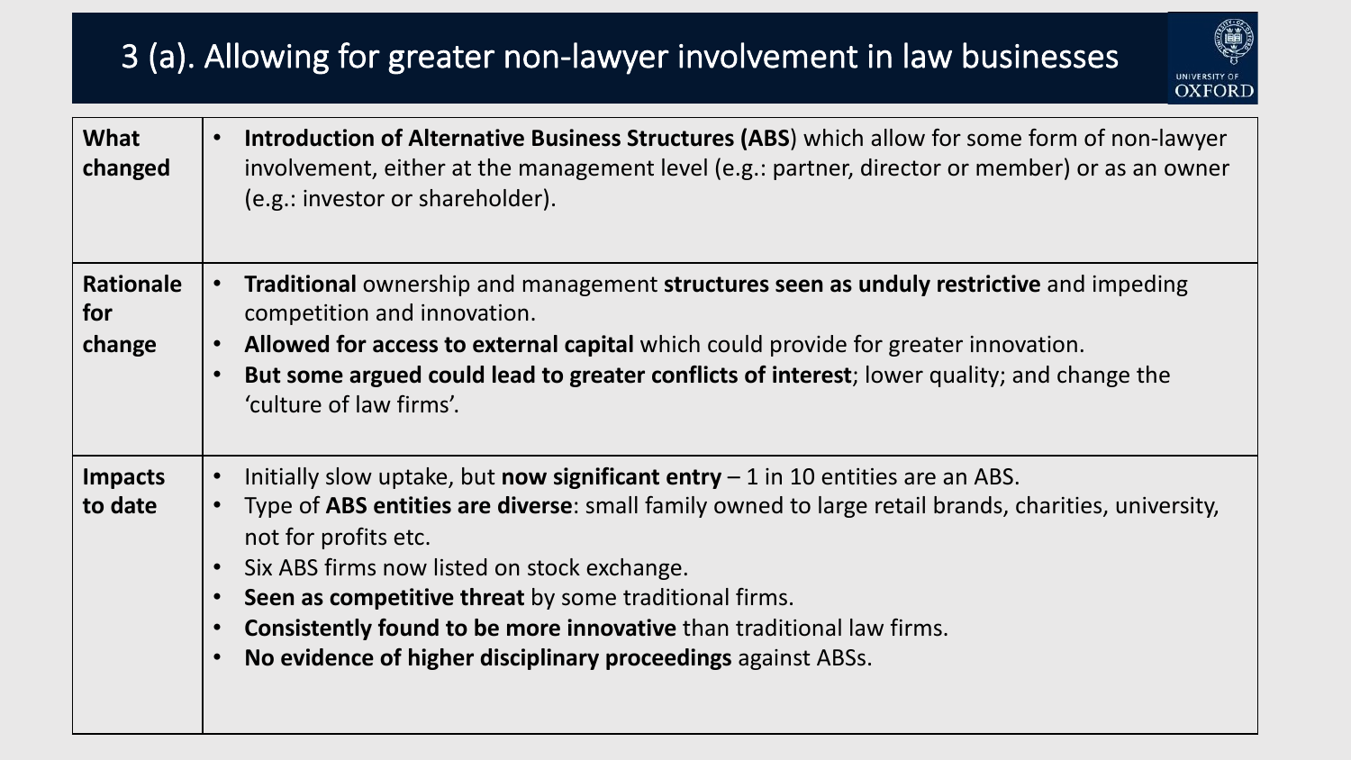# 3 (a). Allowing for greater non-lawyer involvement in law businesses

| | |
|---|---|
| **What changed** | • **Introduction of Alternative Business Structures (ABS**) which allow for some form of non-lawyer involvement, either at the management level (e.g.: partner, director or member) or as an owner (e.g.: investor or shareholder). |
| **Rationale for change** | • **Traditional** ownership and management **structures seen as unduly restrictive** and impeding competition and innovation.<br>• **Allowed for access to external capital** which could provide for greater innovation.<br>• **But some argued could lead to greater conflicts of interest**; lower quality; and change the 'culture of law firms'. |
| **Impacts to date** | • Initially slow uptake, but **now significant entry** – 1 in 10 entities are an ABS.<br>• Type of **ABS entities are diverse**: small family owned to large retail brands, charities, university, not for profits etc.<br>• Six ABS firms now listed on stock exchange.<br>• **Seen as competitive threat** by some traditional firms.<br>• **Consistently found to be more innovative** than traditional law firms.<br>• **No evidence of higher disciplinary proceedings** against ABSs. |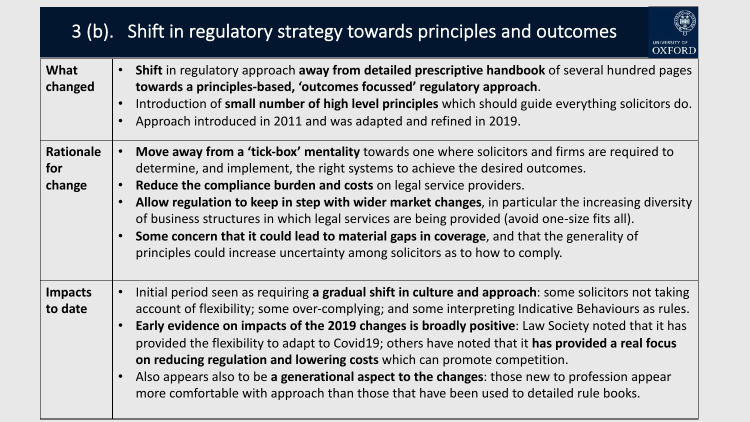# 3 (b). Shift in regulatory strategy towards principles and outcomes

| | |
|---|---|
| **What changed** | • **Shift** in regulatory approach **away from detailed prescriptive handbook** of several hundred pages **towards a principles-based, 'outcomes focussed' regulatory approach**.<br>• Introduction of **small number of high level principles** which should guide everything solicitors do.<br>• Approach introduced in 2011 and was adapted and refined in 2019. |
| **Rationale for change** | • **Move away from a 'tick-box' mentality** towards one where solicitors and firms are required to determine, and implement, the right systems to achieve the desired outcomes.<br>• **Reduce the compliance burden and costs** on legal service providers.<br>• **Allow regulation to keep in step with wider market changes**, in particular the increasing diversity of business structures in which legal services are being provided (avoid one-size fits all).<br>• **Some concern that it could lead to material gaps in coverage**, and that the generality of principles could increase uncertainty among solicitors as to how to comply. |
| **Impacts to date** | • Initial period seen as requiring **a gradual shift in culture and approach**: some solicitors not taking account of flexibility; some over-complying; and some interpreting Indicative Behaviours as rules.<br>• **Early evidence on impacts of the 2019 changes is broadly positive**: Law Society noted that it has provided the flexibility to adapt to Covid19; others have noted that it **has provided a real focus on reducing regulation and lowering costs** which can promote competition.<br>• Also appears also to be **a generational aspect to the changes**: those new to profession appear more comfortable with approach than those that have been used to detailed rule books. |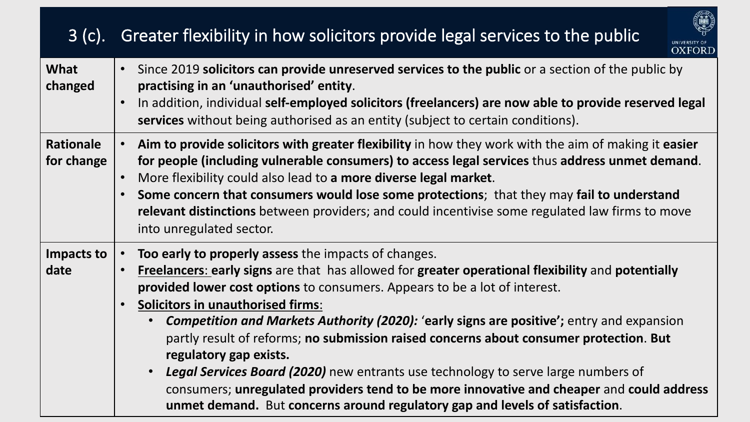## 3 (c). Greater flexibility in how solicitors provide legal services to the public

| | |
|---|---|
| **What changed** | • Since 2019 **solicitors can provide unreserved services to the public** or a section of the public by **practising in an 'unauthorised' entity**.<br>• In addition, individual **self-employed solicitors (freelancers) are now able to provide reserved legal services** without being authorised as an entity (subject to certain conditions). |
| **Rationale for change** | • **Aim to provide solicitors with greater flexibility** in how they work with the aim of making it **easier for people (including vulnerable consumers) to access legal services** thus **address unmet demand**.<br>• More flexibility could also lead to **a more diverse legal market**.<br>• **Some concern that consumers would lose some protections**; that they may **fail to understand relevant distinctions** between providers; and could incentivise some regulated law firms to move into unregulated sector. |
| **Impacts to date** | • **Too early to properly assess** the impacts of changes.<br>• **Freelancers**: **early signs** are that has allowed for **greater operational flexibility** and **potentially provided lower cost options** to consumers. Appears to be a lot of interest.<br>• **Solicitors in unauthorised firms**:<br>&nbsp;&nbsp;◦ ***Competition and Markets Authority (2020):*** '**early signs are positive';** entry and expansion partly result of reforms; **no submission raised concerns about consumer protection**. **But regulatory gap exists.**<br>&nbsp;&nbsp;◦ ***Legal Services Board (2020)*** new entrants use technology to serve large numbers of consumers; **unregulated providers tend to be more innovative and cheaper** and **could address unmet demand.** But **concerns around regulatory gap and levels of satisfaction**. |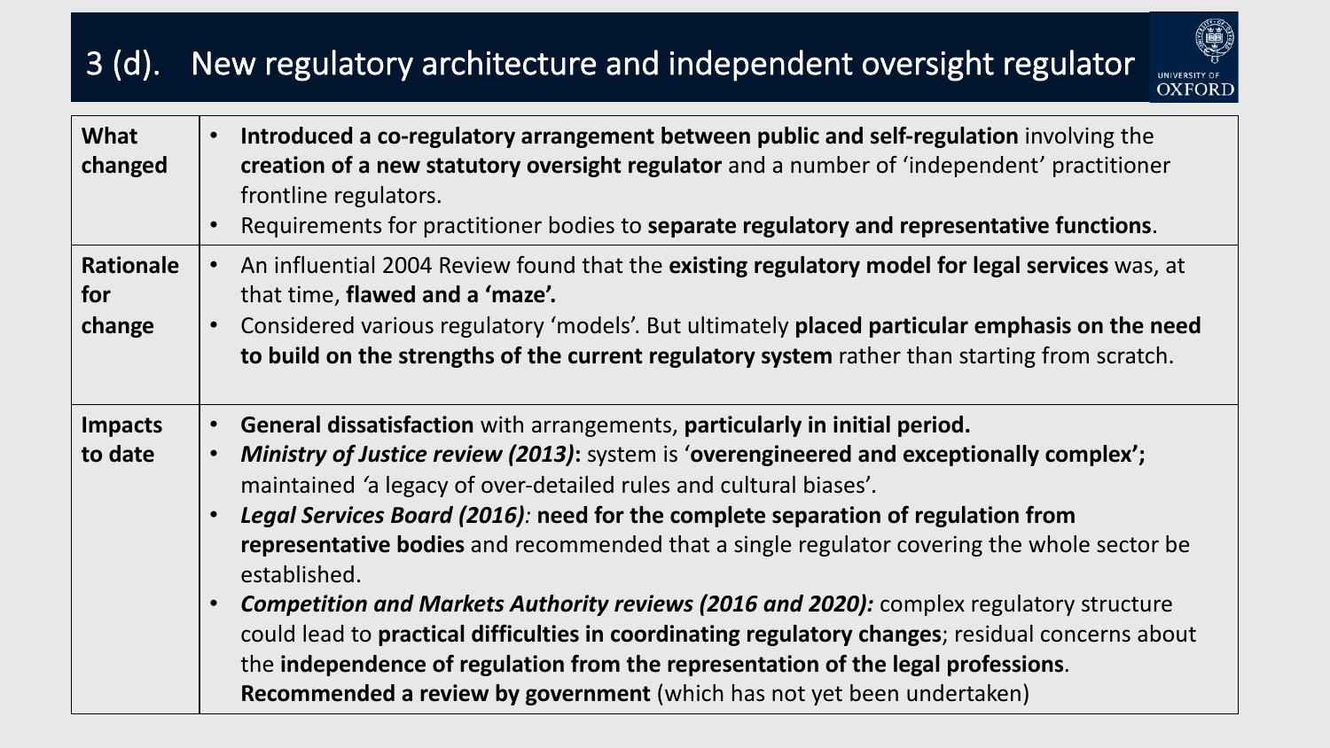# 3 (d). New regulatory architecture and independent oversight regulator

| | |
|---|---|
| **What changed** | • **Introduced a co-regulatory arrangement between public and self-regulation** involving the **creation of a new statutory oversight regulator** and a number of 'independent' practitioner frontline regulators.<br>• Requirements for practitioner bodies to **separate regulatory and representative functions**. |
| **Rationale for change** | • An influential 2004 Review found that the **existing regulatory model for legal services** was, at that time, **flawed and a 'maze'.**<br>• Considered various regulatory 'models'. But ultimately **placed particular emphasis on the need to build on the strengths of the current regulatory system** rather than starting from scratch. |
| **Impacts to date** | • **General dissatisfaction** with arrangements, **particularly in initial period.**<br>• ***Ministry of Justice review (2013)*****:** system is '**overengineered and exceptionally complex';** maintained 'a legacy of over-detailed rules and cultural biases'.<br>• ***Legal Services Board (2016)****:* **need for the complete separation of regulation from representative bodies** and recommended that a single regulator covering the whole sector be established.<br>• ***Competition and Markets Authority reviews (2016 and 2020):*** complex regulatory structure could lead to **practical difficulties in coordinating regulatory changes**; residual concerns about the **independence of regulation from the representation of the legal professions**. **Recommended a review by government** (which has not yet been undertaken) |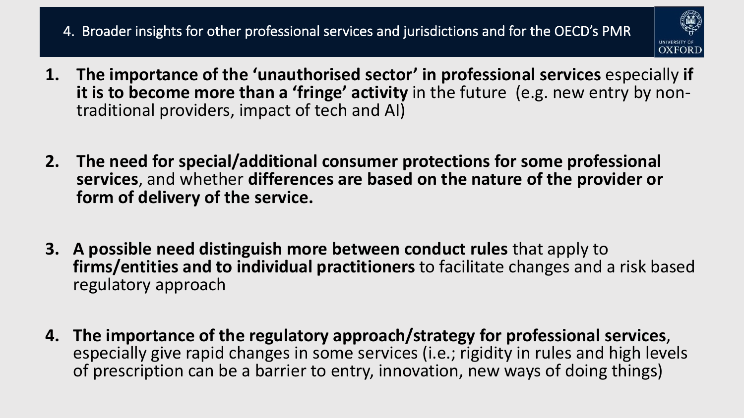## 4. Broader insights for other professional services and jurisdictions and for the OECD's PMR

1. **The importance of the 'unauthorised sector' in professional services** especially **if it is to become more than a 'fringe' activity** in the future (e.g. new entry by non-traditional providers, impact of tech and AI)

2. **The need for special/additional consumer protections for some professional services**, and whether **differences are based on the nature of the provider or form of delivery of the service.**

3. **A possible need distinguish more between conduct rules** that apply to **firms/entities and to individual practitioners** to facilitate changes and a risk based regulatory approach

4. **The importance of the regulatory approach/strategy for professional services**, especially give rapid changes in some services (i.e.; rigidity in rules and high levels of prescription can be a barrier to entry, innovation, new ways of doing things)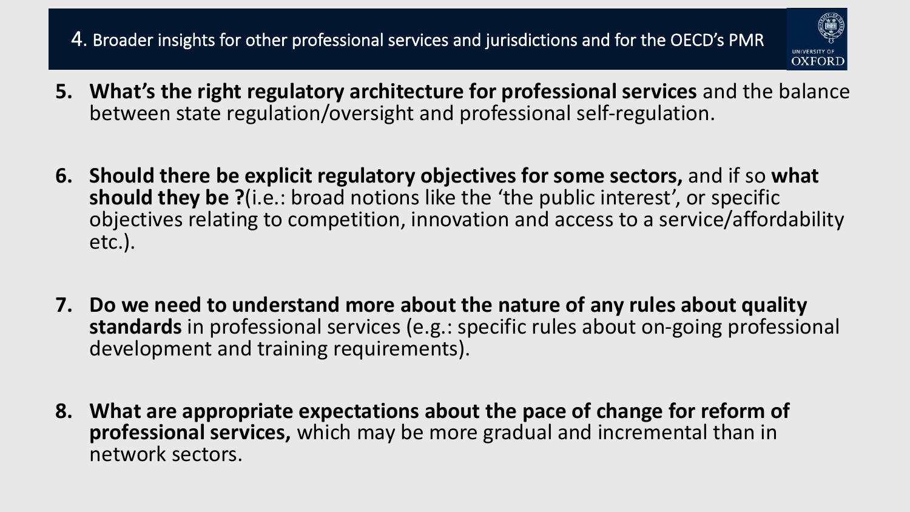## 4. Broader insights for other professional services and jurisdictions and for the OECD's PMR

5. **What's the right regulatory architecture for professional services** and the balance between state regulation/oversight and professional self-regulation.

6. **Should there be explicit regulatory objectives for some sectors,** and if so **what should they be ?**(i.e.: broad notions like the 'the public interest', or specific objectives relating to competition, innovation and access to a service/affordability etc.).

7. **Do we need to understand more about the nature of any rules about quality standards** in professional services (e.g.: specific rules about on-going professional development and training requirements).

8. **What are appropriate expectations about the pace of change for reform of professional services,** which may be more gradual and incremental than in network sectors.